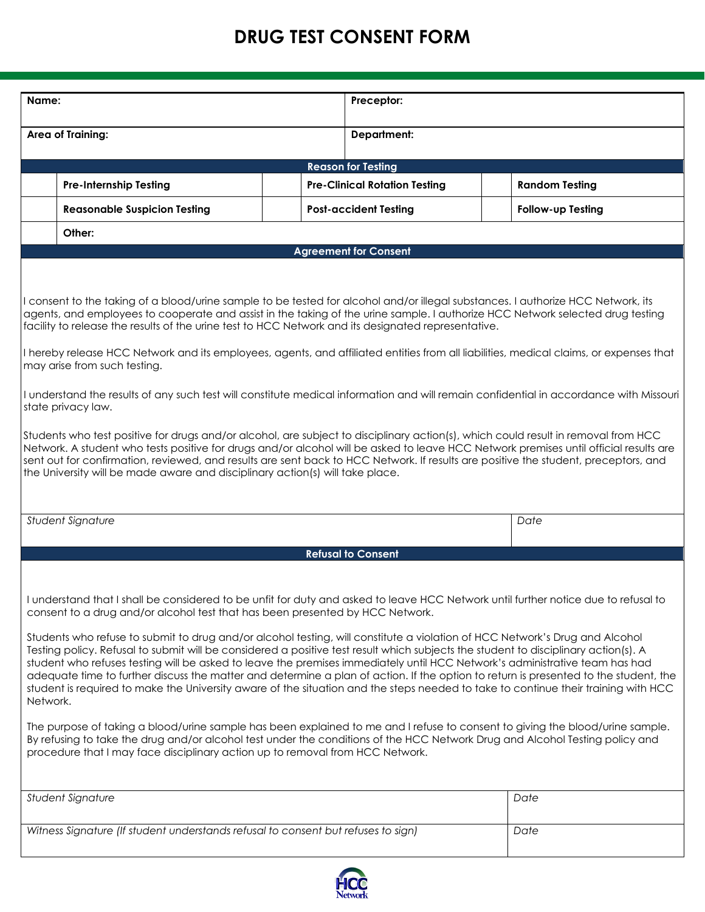# DRUG TEST CONSENT FORM

| Name: | Preceptor: |
|---|---|
| **Area of Training:** | **Department:** |

| | Reason for Testing | | | | |
|---|---|---|---|---|---|
| | **Pre-Internship Testing** | | **Pre-Clinical Rotation Testing** | | **Random Testing** |
| | **Reasonable Suspicion Testing** | | **Post-accident Testing** | | **Follow-up Testing** |
| | **Other:** | | | | |

**Agreement for Consent**

I consent to the taking of a blood/urine sample to be tested for alcohol and/or illegal substances. I authorize HCC Network, its agents, and employees to cooperate and assist in the taking of the urine sample. I authorize HCC Network selected drug testing facility to release the results of the urine test to HCC Network and its designated representative.

I hereby release HCC Network and its employees, agents, and affiliated entities from all liabilities, medical claims, or expenses that may arise from such testing.

I understand the results of any such test will constitute medical information and will remain confidential in accordance with Missouri state privacy law.

Students who test positive for drugs and/or alcohol, are subject to disciplinary action(s), which could result in removal from HCC Network. A student who tests positive for drugs and/or alcohol will be asked to leave HCC Network premises until official results are sent out for confirmation, reviewed, and results are sent back to HCC Network. If results are positive the student, preceptors, and the University will be made aware and disciplinary action(s) will take place.

| *Student Signature* | *Date* |
|---|---|

**Refusal to Consent**

I understand that I shall be considered to be unfit for duty and asked to leave HCC Network until further notice due to refusal to consent to a drug and/or alcohol test that has been presented by HCC Network.

Students who refuse to submit to drug and/or alcohol testing, will constitute a violation of HCC Network's Drug and Alcohol Testing policy. Refusal to submit will be considered a positive test result which subjects the student to disciplinary action(s). A student who refuses testing will be asked to leave the premises immediately until HCC Network's administrative team has had adequate time to further discuss the matter and determine a plan of action. If the option to return is presented to the student, the student is required to make the University aware of the situation and the steps needed to take to continue their training with HCC Network.

The purpose of taking a blood/urine sample has been explained to me and I refuse to consent to giving the blood/urine sample. By refusing to take the drug and/or alcohol test under the conditions of the HCC Network Drug and Alcohol Testing policy and procedure that I may face disciplinary action up to removal from HCC Network.

| *Student Signature* | *Date* |
|---|---|
| *Witness Signature (If student understands refusal to consent but refuses to sign)* | *Date* |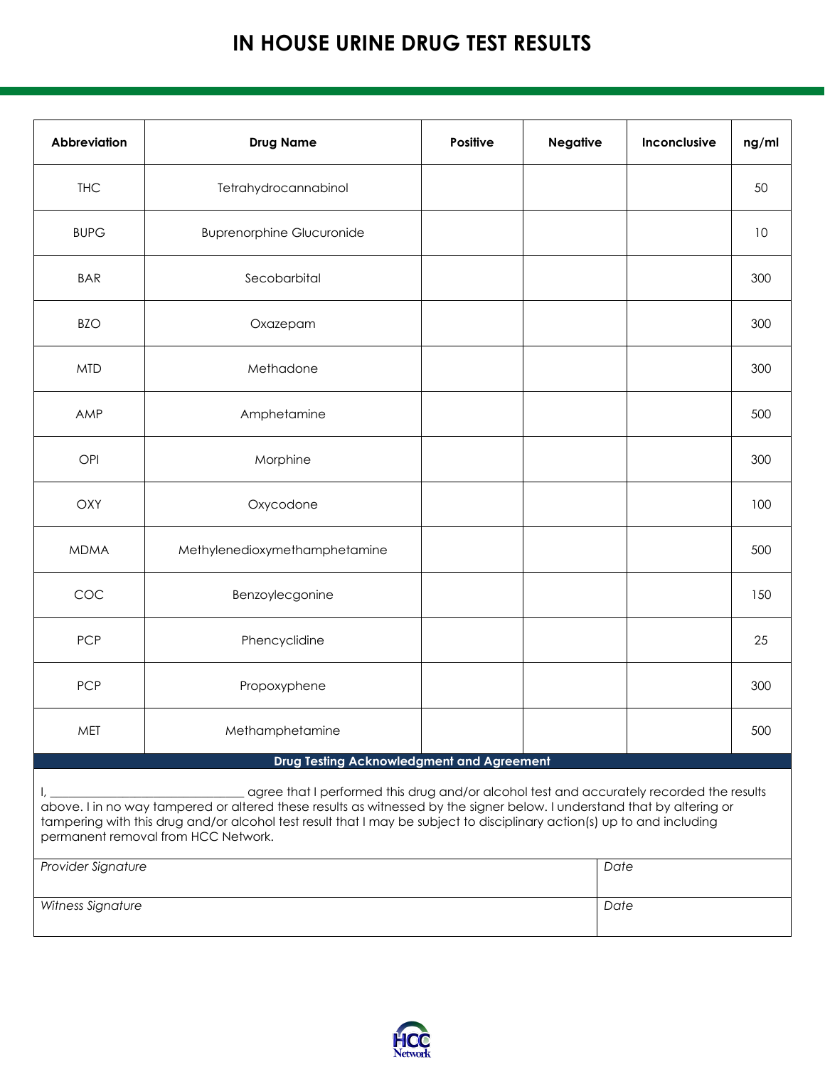# IN HOUSE URINE DRUG TEST RESULTS

| Abbreviation | Drug Name | Positive | Negative | Inconclusive | ng/ml |
|---|---|---|---|---|---|
| THC | Tetrahydrocannabinol | | | | 50 |
| BUPG | Buprenorphine Glucuronide | | | | 10 |
| BAR | Secobarbital | | | | 300 |
| BZO | Oxazepam | | | | 300 |
| MTD | Methadone | | | | 300 |
| AMP | Amphetamine | | | | 500 |
| OPI | Morphine | | | | 300 |
| OXY | Oxycodone | | | | 100 |
| MDMA | Methylenedioxymethamphetamine | | | | 500 |
| COC | Benzoylecgonine | | | | 150 |
| PCP | Phencyclidine | | | | 25 |
| PCP | Propoxyphene | | | | 300 |
| MET | Methamphetamine | | | | 500 |

**Drug Testing Acknowledgment and Agreement**

I, ______________________________ agree that I performed this drug and/or alcohol test and accurately recorded the results above. I in no way tampered or altered these results as witnessed by the signer below. I understand that by altering or tampering with this drug and/or alcohol test result that I may be subject to disciplinary action(s) up to and including permanent removal from HCC Network.

| | |
|---|---|
| *Provider Signature* | *Date* |
| *Witness Signature* | *Date* |

HCC Network